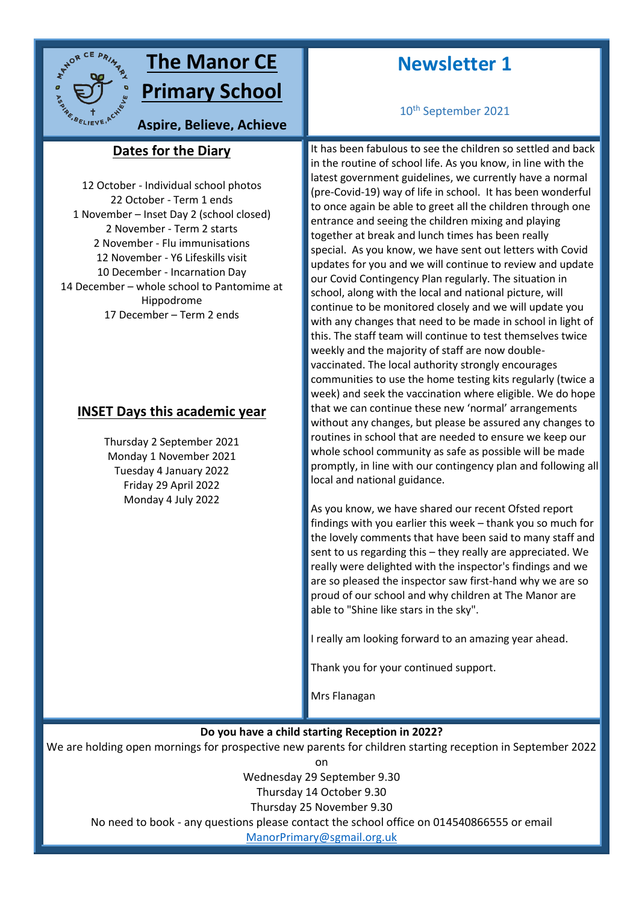# The Manor CE Primary School

**Aspire, Believe, Achieve**

# Newsletter 1

10th September 2021

## Dates for the Diary

12 October - Individual school photos
22 October - Term 1 ends
1 November – Inset Day 2 (school closed)
2 November - Term 2 starts
2 November - Flu immunisations
12 November - Y6 Lifeskills visit
10 December - Incarnation Day
14 December – whole school to Pantomime at Hippodrome
17 December – Term 2 ends

## INSET Days this academic year

Thursday 2 September 2021
Monday 1 November 2021
Tuesday 4 January 2022
Friday 29 April 2022
Monday 4 July 2022

It has been fabulous to see the children so settled and back in the routine of school life. As you know, in line with the latest government guidelines, we currently have a normal (pre-Covid-19) way of life in school. It has been wonderful to once again be able to greet all the children through one entrance and seeing the children mixing and playing together at break and lunch times has been really special. As you know, we have sent out letters with Covid updates for you and we will continue to review and update our Covid Contingency Plan regularly. The situation in school, along with the local and national picture, will continue to be monitored closely and we will update you with any changes that need to be made in school in light of this. The staff team will continue to test themselves twice weekly and the majority of staff are now double-vaccinated. The local authority strongly encourages communities to use the home testing kits regularly (twice a week) and seek the vaccination where eligible. We do hope that we can continue these new 'normal' arrangements without any changes, but please be assured any changes to routines in school that are needed to ensure we keep our whole school community as safe as possible will be made promptly, in line with our contingency plan and following all local and national guidance.

As you know, we have shared our recent Ofsted report findings with you earlier this week – thank you so much for the lovely comments that have been said to many staff and sent to us regarding this – they really are appreciated. We really were delighted with the inspector's findings and we are so pleased the inspector saw first-hand why we are so proud of our school and why children at The Manor are able to "Shine like stars in the sky".

I really am looking forward to an amazing year ahead.

Thank you for your continued support.

Mrs Flanagan

**Do you have a child starting Reception in 2022?**

We are holding open mornings for prospective new parents for children starting reception in September 2022 on

Wednesday 29 September 9.30
Thursday 14 October 9.30
Thursday 25 November 9.30

No need to book - any questions please contact the school office on 014540866555 or email ManorPrimary@sgmail.org.uk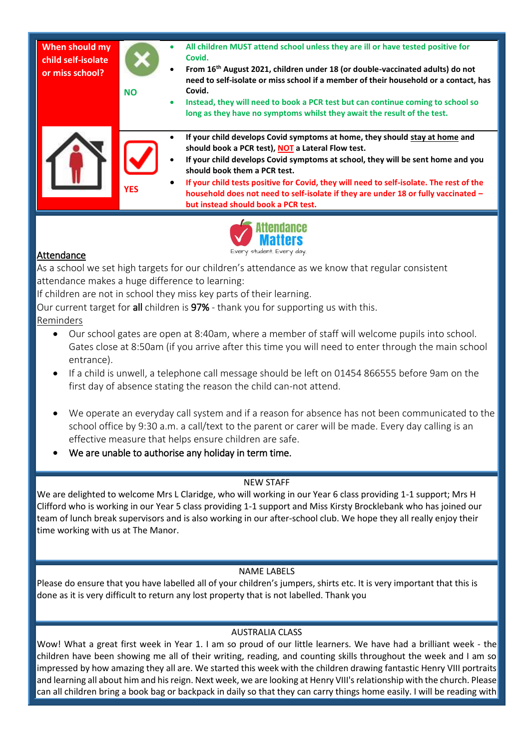| When should my child self-isolate or miss school? | NO | <ul><li>**All children MUST attend school unless they are ill or have tested positive for Covid.**</li><li>**From 16th August 2021, children under 18 (or double-vaccinated adults) do not need to self-isolate or miss school if a member of their household or a contact, has Covid.**</li><li>**Instead, they will need to book a PCR test but can continue coming to school so long as they have no symptoms whilst they await the result of the test.**</li></ul> |
| --- | --- | --- |
| | YES | <ul><li>**If your child develops Covid symptoms at home, they should stay at home and should book a PCR test), NOT a Lateral Flow test.**</li><li>**If your child develops Covid symptoms at school, they will be sent home and you should book them a PCR test.**</li><li>**If your child tests positive for Covid, they will need to self-isolate. The rest of the household does not need to self-isolate if they are under 18 or fully vaccinated – but instead should book a PCR test.**</li></ul> |

Attendance Matters
Every student. Every day.

## Attendance

As a school we set high targets for our children's attendance as we know that regular consistent attendance makes a huge difference to learning:

If children are not in school they miss key parts of their learning.

Our current target for **all** children is **97%** - thank you for supporting us with this.

Reminders

- Our school gates are open at 8:40am, where a member of staff will welcome pupils into school. Gates close at 8:50am (if you arrive after this time you will need to enter through the main school entrance).
- If a child is unwell, a telephone call message should be left on 01454 866555 before 9am on the first day of absence stating the reason the child can-not attend.
- We operate an everyday call system and if a reason for absence has not been communicated to the school office by 9:30 a.m. a call/text to the parent or carer will be made. Every day calling is an effective measure that helps ensure children are safe.
- We are unable to authorise any holiday in term time.

## NEW STAFF

We are delighted to welcome Mrs L Claridge, who will working in our Year 6 class providing 1-1 support; Mrs H Clifford who is working in our Year 5 class providing 1-1 support and Miss Kirsty Brocklebank who has joined our team of lunch break supervisors and is also working in our after-school club. We hope they all really enjoy their time working with us at The Manor.

## NAME LABELS

Please do ensure that you have labelled all of your children's jumpers, shirts etc. It is very important that this is done as it is very difficult to return any lost property that is not labelled. Thank you

## AUSTRALIA CLASS

Wow! What a great first week in Year 1. I am so proud of our little learners. We have had a brilliant week - the children have been showing me all of their writing, reading, and counting skills throughout the week and I am so impressed by how amazing they all are. We started this week with the children drawing fantastic Henry VIII portraits and learning all about him and his reign. Next week, we are looking at Henry VIII's relationship with the church. Please can all children bring a book bag or backpack in daily so that they can carry things home easily. I will be reading with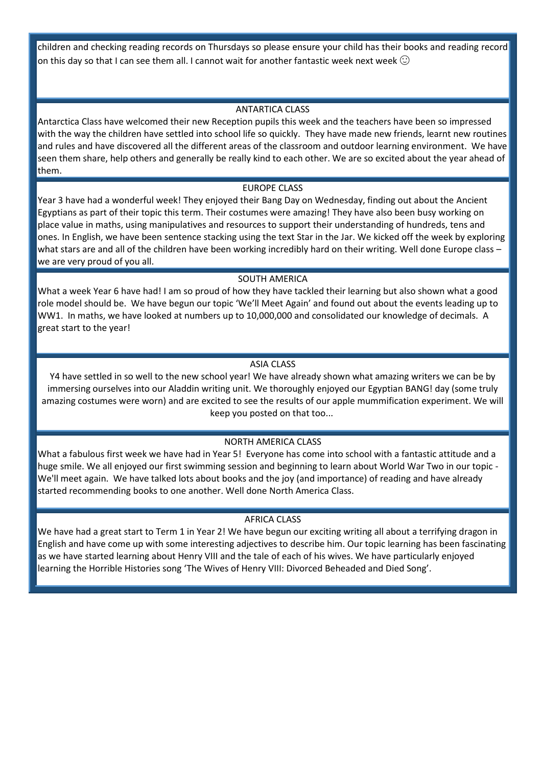children and checking reading records on Thursdays so please ensure your child has their books and reading record on this day so that I can see them all. I cannot wait for another fantastic week next week ☺

## ANTARTICA CLASS

Antarctica Class have welcomed their new Reception pupils this week and the teachers have been so impressed with the way the children have settled into school life so quickly. They have made new friends, learnt new routines and rules and have discovered all the different areas of the classroom and outdoor learning environment. We have seen them share, help others and generally be really kind to each other. We are so excited about the year ahead of them.

## EUROPE CLASS

Year 3 have had a wonderful week! They enjoyed their Bang Day on Wednesday, finding out about the Ancient Egyptians as part of their topic this term. Their costumes were amazing! They have also been busy working on place value in maths, using manipulatives and resources to support their understanding of hundreds, tens and ones. In English, we have been sentence stacking using the text Star in the Jar. We kicked off the week by exploring what stars are and all of the children have been working incredibly hard on their writing. Well done Europe class – we are very proud of you all.

## SOUTH AMERICA

What a week Year 6 have had! I am so proud of how they have tackled their learning but also shown what a good role model should be. We have begun our topic 'We'll Meet Again' and found out about the events leading up to WW1. In maths, we have looked at numbers up to 10,000,000 and consolidated our knowledge of decimals. A great start to the year!

## ASIA CLASS

Y4 have settled in so well to the new school year! We have already shown what amazing writers we can be by immersing ourselves into our Aladdin writing unit. We thoroughly enjoyed our Egyptian BANG! day (some truly amazing costumes were worn) and are excited to see the results of our apple mummification experiment. We will keep you posted on that too...

## NORTH AMERICA CLASS

What a fabulous first week we have had in Year 5! Everyone has come into school with a fantastic attitude and a huge smile. We all enjoyed our first swimming session and beginning to learn about World War Two in our topic - We'll meet again. We have talked lots about books and the joy (and importance) of reading and have already started recommending books to one another. Well done North America Class.

## AFRICA CLASS

We have had a great start to Term 1 in Year 2! We have begun our exciting writing all about a terrifying dragon in English and have come up with some interesting adjectives to describe him. Our topic learning has been fascinating as we have started learning about Henry VIII and the tale of each of his wives. We have particularly enjoyed learning the Horrible Histories song 'The Wives of Henry VIII: Divorced Beheaded and Died Song'.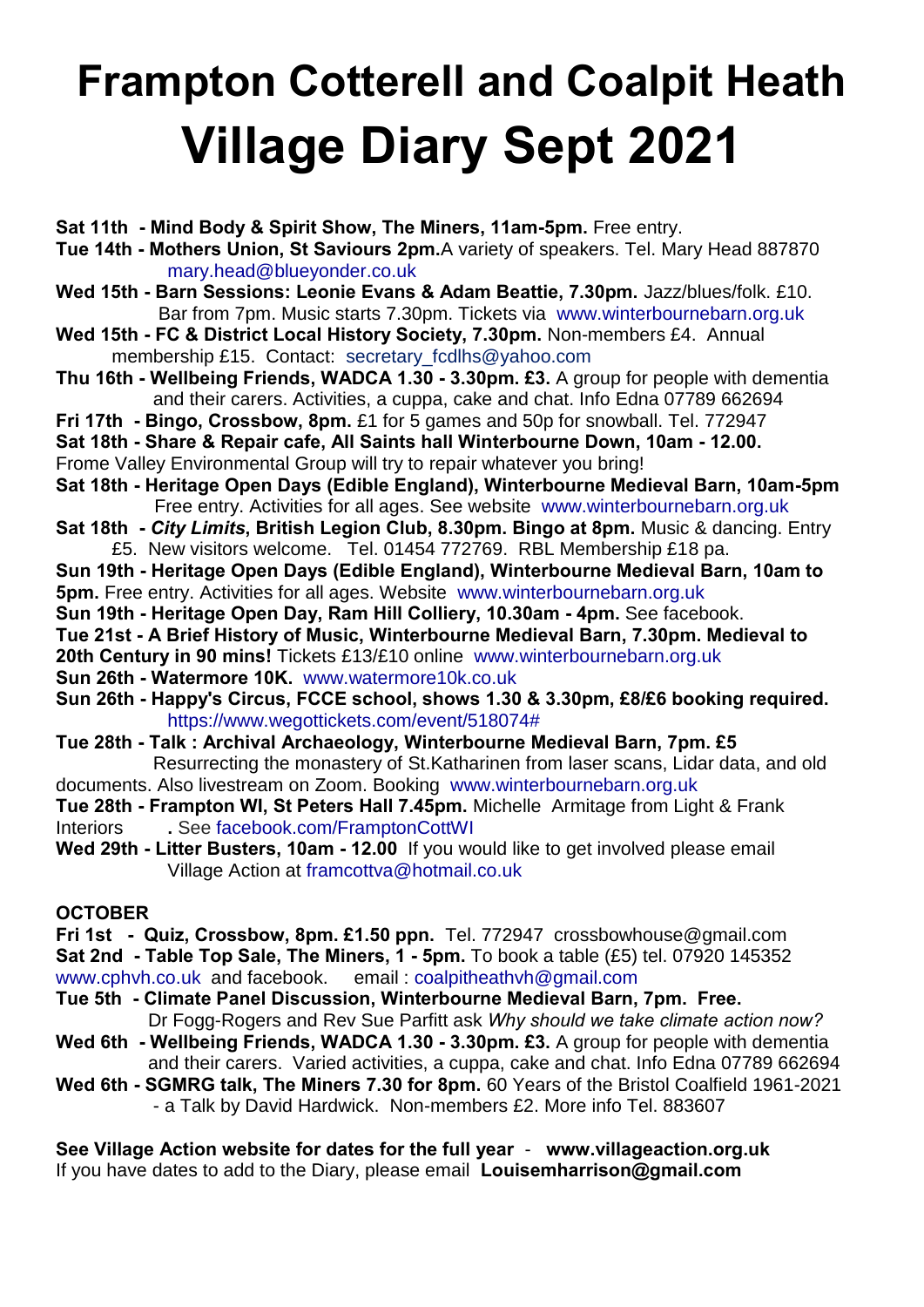# Frampton Cotterell and Coalpit Heath
# Village Diary Sept 2021

**Sat 11th - Mind Body & Spirit Show, The Miners, 11am-5pm.** Free entry.

**Tue 14th - Mothers Union, St Saviours 2pm.** A variety of speakers. Tel. Mary Head 887870 mary.head@blueyonder.co.uk

**Wed 15th - Barn Sessions: Leonie Evans & Adam Beattie, 7.30pm.** Jazz/blues/folk. £10. Bar from 7pm. Music starts 7.30pm. Tickets via www.winterbournebarn.org.uk

**Wed 15th - FC & District Local History Society, 7.30pm.** Non-members £4. Annual membership £15. Contact: secretary_fcdlhs@yahoo.com

**Thu 16th - Wellbeing Friends, WADCA 1.30 - 3.30pm. £3.** A group for people with dementia and their carers. Activities, a cuppa, cake and chat. Info Edna 07789 662694

**Fri 17th - Bingo, Crossbow, 8pm.** £1 for 5 games and 50p for snowball. Tel. 772947

**Sat 18th - Share & Repair cafe, All Saints hall Winterbourne Down, 10am - 12.00.** Frome Valley Environmental Group will try to repair whatever you bring!

**Sat 18th - Heritage Open Days (Edible England), Winterbourne Medieval Barn, 10am-5pm** Free entry. Activities for all ages. See website www.winterbournebarn.org.uk

**Sat 18th - *City Limits*, British Legion Club, 8.30pm. Bingo at 8pm.** Music & dancing. Entry £5. New visitors welcome. Tel. 01454 772769. RBL Membership £18 pa.

**Sun 19th - Heritage Open Days (Edible England), Winterbourne Medieval Barn, 10am to 5pm.** Free entry. Activities for all ages. Website www.winterbournebarn.org.uk

**Sun 19th - Heritage Open Day, Ram Hill Colliery, 10.30am - 4pm.** See facebook.

**Tue 21st - A Brief History of Music, Winterbourne Medieval Barn, 7.30pm. Medieval to 20th Century in 90 mins!** Tickets £13/£10 online www.winterbournebarn.org.uk

**Sun 26th - Watermore 10K.** www.watermore10k.co.uk

**Sun 26th - Happy's Circus, FCCE school, shows 1.30 & 3.30pm, £8/£6 booking required.** https://www.wegottickets.com/event/518074#

**Tue 28th - Talk : Archival Archaeology, Winterbourne Medieval Barn, 7pm. £5** Resurrecting the monastery of St.Katharinen from laser scans, Lidar data, and old documents. Also livestream on Zoom. Booking www.winterbournebarn.org.uk

**Tue 28th - Frampton WI, St Peters Hall 7.45pm.** Michelle Armitage from Light & Frank Interiors . See facebook.com/FramptonCottWI

**Wed 29th - Litter Busters, 10am - 12.00** If you would like to get involved please email Village Action at framcottva@hotmail.co.uk

**OCTOBER**

**Fri 1st - Quiz, Crossbow, 8pm. £1.50 ppn.** Tel. 772947 crossbowhouse@gmail.com

**Sat 2nd - Table Top Sale, The Miners, 1 - 5pm.** To book a table (£5) tel. 07920 145352 www.cphvh.co.uk and facebook. email : coalpitheathvh@gmail.com

**Tue 5th - Climate Panel Discussion, Winterbourne Medieval Barn, 7pm. Free.** Dr Fogg-Rogers and Rev Sue Parfitt ask *Why should we take climate action now?*

**Wed 6th - Wellbeing Friends, WADCA 1.30 - 3.30pm. £3.** A group for people with dementia and their carers. Varied activities, a cuppa, cake and chat. Info Edna 07789 662694

**Wed 6th - SGMRG talk, The Miners 7.30 for 8pm.** 60 Years of the Bristol Coalfield 1961-2021 - a Talk by David Hardwick. Non-members £2. More info Tel. 883607

**See Village Action website for dates for the full year - www.villageaction.org.uk**
If you have dates to add to the Diary, please email **Louisemharrison@gmail.com**